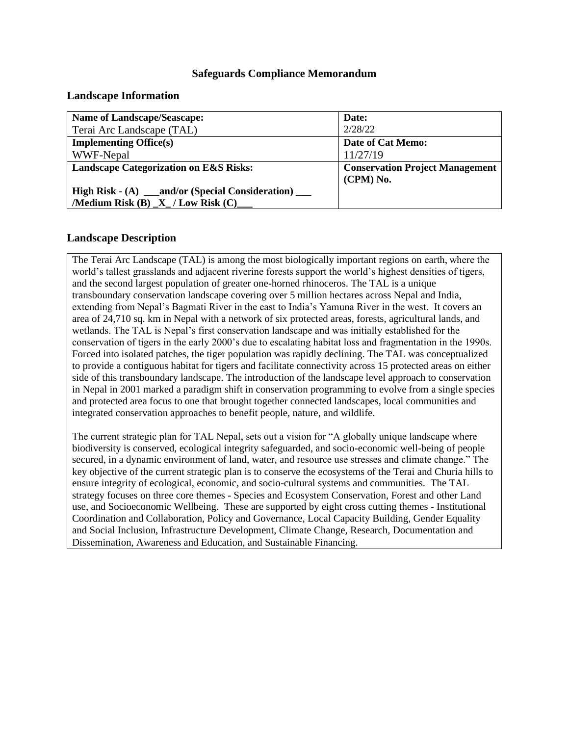# Safeguards Compliance Memorandum

## Landscape Information

| **Name of Landscape/Seascape:**<br>Terai Arc Landscape (TAL) | **Date:**<br>2/28/22 |
|---|---|
| **Implementing Office(s)**<br>WWF-Nepal | **Date of Cat Memo:**<br>11/27/19 |
| **Landscape Categorization on E&S Risks:**<br><br>**High Risk - (A) ___and/or (Special Consideration) ___ /Medium Risk (B) _X_ / Low Risk (C)___** | **Conservation Project Management (CPM) No.** |

## Landscape Description

The Terai Arc Landscape (TAL) is among the most biologically important regions on earth, where the world's tallest grasslands and adjacent riverine forests support the world's highest densities of tigers, and the second largest population of greater one-horned rhinoceros. The TAL is a unique transboundary conservation landscape covering over 5 million hectares across Nepal and India, extending from Nepal's Bagmati River in the east to India's Yamuna River in the west. It covers an area of 24,710 sq. km in Nepal with a network of six protected areas, forests, agricultural lands, and wetlands. The TAL is Nepal's first conservation landscape and was initially established for the conservation of tigers in the early 2000's due to escalating habitat loss and fragmentation in the 1990s. Forced into isolated patches, the tiger population was rapidly declining. The TAL was conceptualized to provide a contiguous habitat for tigers and facilitate connectivity across 15 protected areas on either side of this transboundary landscape. The introduction of the landscape level approach to conservation in Nepal in 2001 marked a paradigm shift in conservation programming to evolve from a single species and protected area focus to one that brought together connected landscapes, local communities and integrated conservation approaches to benefit people, nature, and wildlife.

The current strategic plan for TAL Nepal, sets out a vision for "A globally unique landscape where biodiversity is conserved, ecological integrity safeguarded, and socio-economic well-being of people secured, in a dynamic environment of land, water, and resource use stresses and climate change." The key objective of the current strategic plan is to conserve the ecosystems of the Terai and Churia hills to ensure integrity of ecological, economic, and socio-cultural systems and communities. The TAL strategy focuses on three core themes - Species and Ecosystem Conservation, Forest and other Land use, and Socioeconomic Wellbeing. These are supported by eight cross cutting themes - Institutional Coordination and Collaboration, Policy and Governance, Local Capacity Building, Gender Equality and Social Inclusion, Infrastructure Development, Climate Change, Research, Documentation and Dissemination, Awareness and Education, and Sustainable Financing.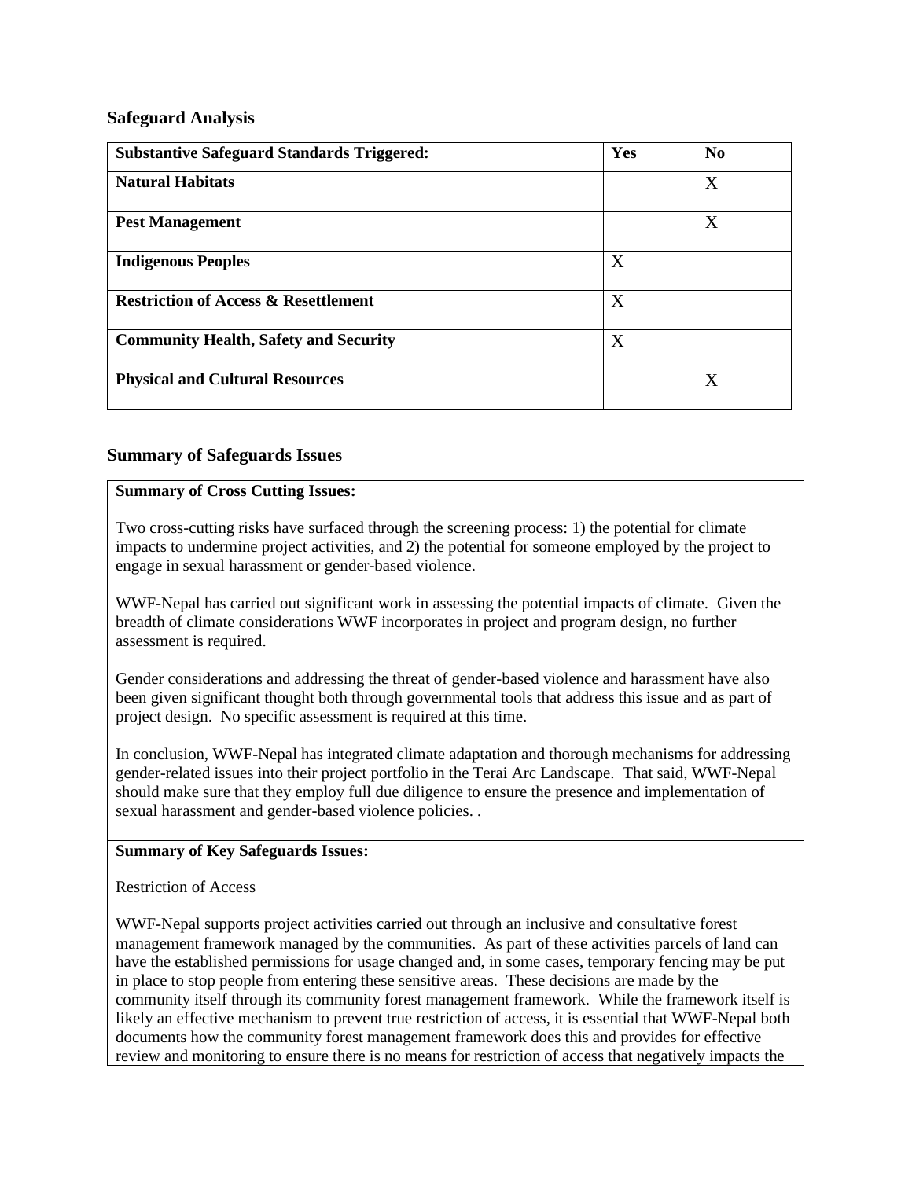## Safeguard Analysis

| Substantive Safeguard Standards Triggered: | Yes | No |
|---|---|---|
| **Natural Habitats** | | X |
| **Pest Management** | | X |
| **Indigenous Peoples** | X | |
| **Restriction of Access & Resettlement** | X | |
| **Community Health, Safety and Security** | X | |
| **Physical and Cultural Resources** | | X |

## Summary of Safeguards Issues

**Summary of Cross Cutting Issues:**

Two cross-cutting risks have surfaced through the screening process: 1) the potential for climate impacts to undermine project activities, and 2) the potential for someone employed by the project to engage in sexual harassment or gender-based violence.

WWF-Nepal has carried out significant work in assessing the potential impacts of climate. Given the breadth of climate considerations WWF incorporates in project and program design, no further assessment is required.

Gender considerations and addressing the threat of gender-based violence and harassment have also been given significant thought both through governmental tools that address this issue and as part of project design. No specific assessment is required at this time.

In conclusion, WWF-Nepal has integrated climate adaptation and thorough mechanisms for addressing gender-related issues into their project portfolio in the Terai Arc Landscape. That said, WWF-Nepal should make sure that they employ full due diligence to ensure the presence and implementation of sexual harassment and gender-based violence policies. .

**Summary of Key Safeguards Issues:**

Restriction of Access

WWF-Nepal supports project activities carried out through an inclusive and consultative forest management framework managed by the communities. As part of these activities parcels of land can have the established permissions for usage changed and, in some cases, temporary fencing may be put in place to stop people from entering these sensitive areas. These decisions are made by the community itself through its community forest management framework. While the framework itself is likely an effective mechanism to prevent true restriction of access, it is essential that WWF-Nepal both documents how the community forest management framework does this and provides for effective review and monitoring to ensure there is no means for restriction of access that negatively impacts the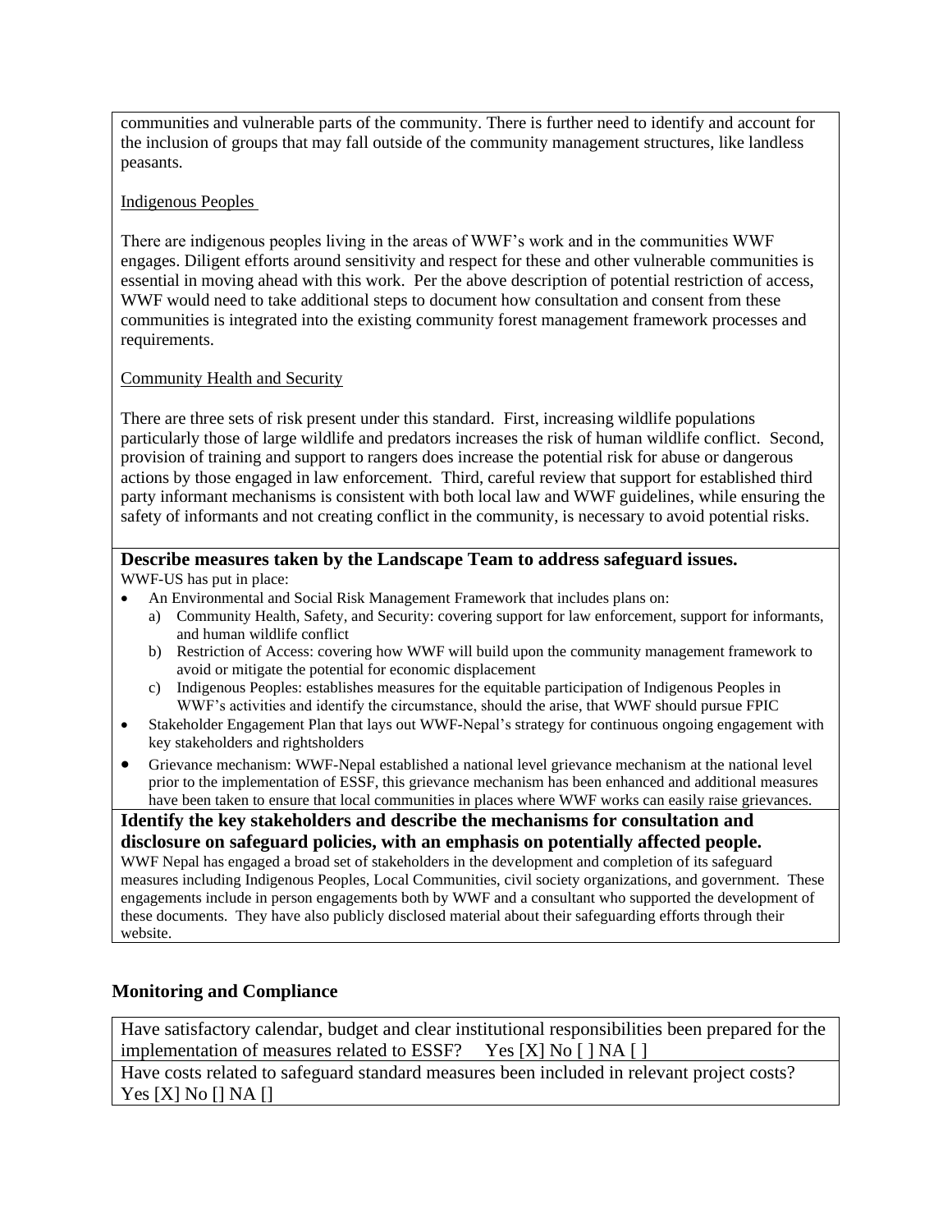communities and vulnerable parts of the community. There is further need to identify and account for the inclusion of groups that may fall outside of the community management structures, like landless peasants.

Indigenous Peoples

There are indigenous peoples living in the areas of WWF's work and in the communities WWF engages. Diligent efforts around sensitivity and respect for these and other vulnerable communities is essential in moving ahead with this work. Per the above description of potential restriction of access, WWF would need to take additional steps to document how consultation and consent from these communities is integrated into the existing community forest management framework processes and requirements.

Community Health and Security

There are three sets of risk present under this standard. First, increasing wildlife populations particularly those of large wildlife and predators increases the risk of human wildlife conflict. Second, provision of training and support to rangers does increase the potential risk for abuse or dangerous actions by those engaged in law enforcement. Third, careful review that support for established third party informant mechanisms is consistent with both local law and WWF guidelines, while ensuring the safety of informants and not creating conflict in the community, is necessary to avoid potential risks.

**Describe measures taken by the Landscape Team to address safeguard issues.**

WWF-US has put in place:

- An Environmental and Social Risk Management Framework that includes plans on:
  a) Community Health, Safety, and Security: covering support for law enforcement, support for informants, and human wildlife conflict
  b) Restriction of Access: covering how WWF will build upon the community management framework to avoid or mitigate the potential for economic displacement
  c) Indigenous Peoples: establishes measures for the equitable participation of Indigenous Peoples in WWF's activities and identify the circumstance, should the arise, that WWF should pursue FPIC
- Stakeholder Engagement Plan that lays out WWF-Nepal's strategy for continuous ongoing engagement with key stakeholders and rightsholders
- Grievance mechanism: WWF-Nepal established a national level grievance mechanism at the national level prior to the implementation of ESSF, this grievance mechanism has been enhanced and additional measures have been taken to ensure that local communities in places where WWF works can easily raise grievances.

**Identify the key stakeholders and describe the mechanisms for consultation and disclosure on safeguard policies, with an emphasis on potentially affected people.**

WWF Nepal has engaged a broad set of stakeholders in the development and completion of its safeguard measures including Indigenous Peoples, Local Communities, civil society organizations, and government. These engagements include in person engagements both by WWF and a consultant who supported the development of these documents. They have also publicly disclosed material about their safeguarding efforts through their website.

## Monitoring and Compliance

| Have satisfactory calendar, budget and clear institutional responsibilities been prepared for the implementation of measures related to ESSF? Yes [X] No [ ] NA [ ] |
|---|
| Have costs related to safeguard standard measures been included in relevant project costs? Yes [X] No [] NA [] |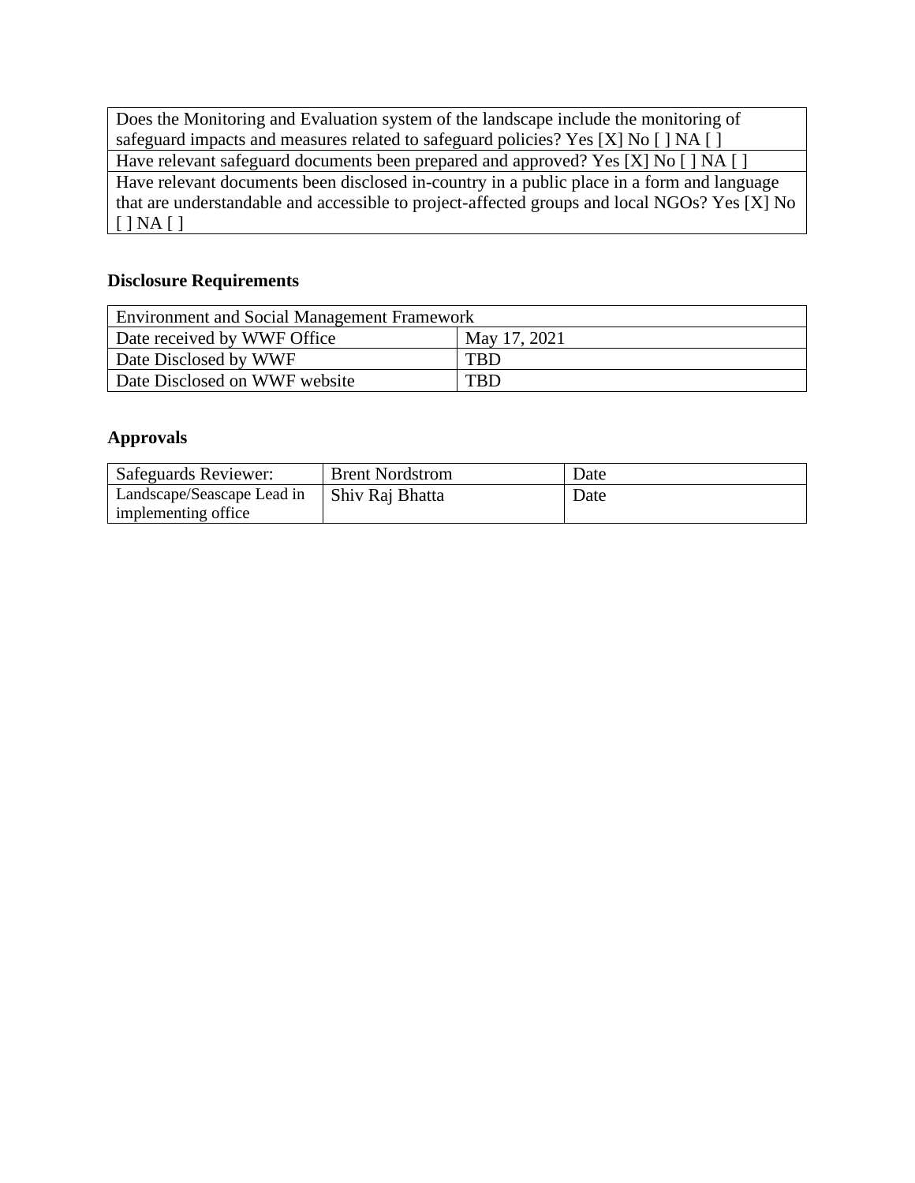| |
|---|
| Does the Monitoring and Evaluation system of the landscape include the monitoring of safeguard impacts and measures related to safeguard policies? Yes [X] No [ ] NA [ ] |
| Have relevant safeguard documents been prepared and approved? Yes [X] No [ ] NA [ ] |
| Have relevant documents been disclosed in-country in a public place in a form and language that are understandable and accessible to project-affected groups and local NGOs? Yes [X] No [ ] NA [ ] |

**Disclosure Requirements**

| Environment and Social Management Framework | |
|---|---|
| Date received by WWF Office | May 17, 2021 |
| Date Disclosed by WWF | TBD |
| Date Disclosed on WWF website | TBD |

**Approvals**

| | | |
|---|---|---|
| Safeguards Reviewer: | Brent Nordstrom | Date |
| Landscape/Seascape Lead in implementing office | Shiv Raj Bhatta | Date |